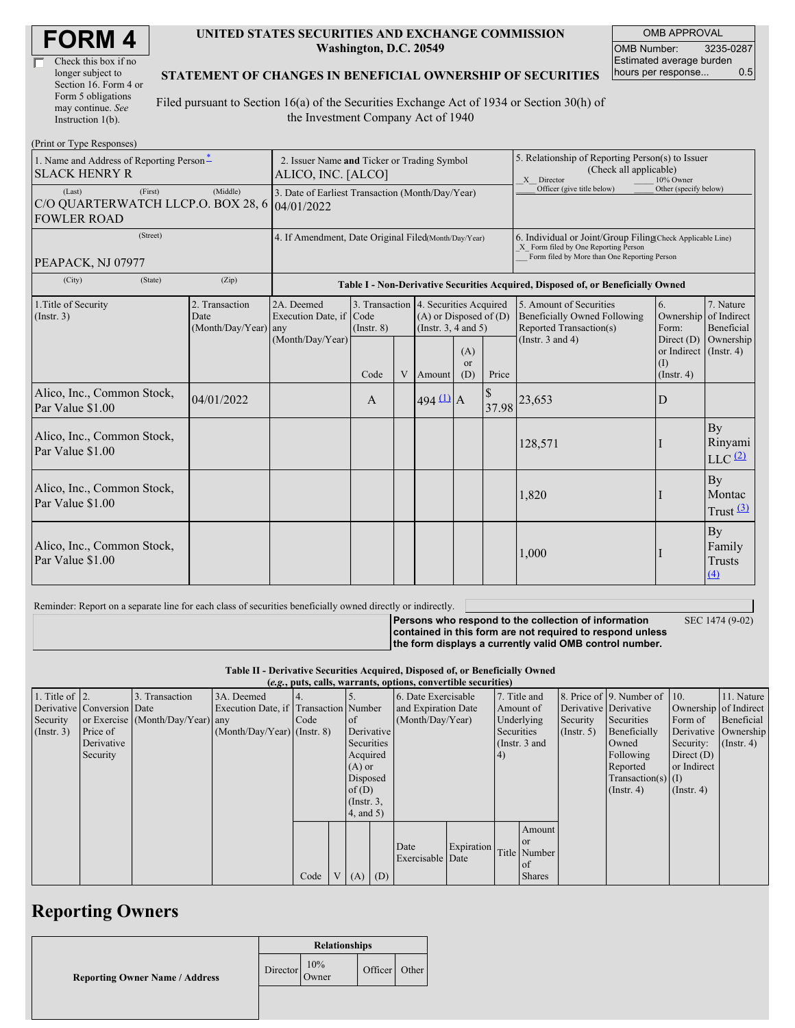# FORM 4

☐ Check this box if no longer subject to Section 16. Form 4 or Form 5 obligations may continue. *See* Instruction 1(b).

**UNITED STATES SECURITIES AND EXCHANGE COMMISSION**
**Washington, D.C. 20549**

**STATEMENT OF CHANGES IN BENEFICIAL OWNERSHIP OF SECURITIES**

Filed pursuant to Section 16(a) of the Securities Exchange Act of 1934 or Section 30(h) of the Investment Company Act of 1940

| OMB APPROVAL | |
|---|---|
| OMB Number: | 3235-0287 |
| Estimated average burden hours per response... | 0.5 |

(Print or Type Responses)

| 1. Name and Address of Reporting Person * | 2. Issuer Name **and** Ticker or Trading Symbol | 5. Relationship of Reporting Person(s) to Issuer (Check all applicable) |
|---|---|---|
| SLACK HENRY R | ALICO, INC. [ALCO] | _X_ Director ___ 10% Owner ___ Officer (give title below) ___ Other (specify below) |
| (Last) (First) (Middle) C/O QUARTERWATCH LLCP.O. BOX 28, 6 FOWLER ROAD | 3. Date of Earliest Transaction (Month/Day/Year) 04/01/2022 | |
| (Street) PEAPACK, NJ 07977 | 4. If Amendment, Date Original Filed (Month/Day/Year) | 6. Individual or Joint/Group Filing (Check Applicable Line) _X_ Form filed by One Reporting Person ___ Form filed by More than One Reporting Person |
| (City) (State) (Zip) | | |

**Table I - Non-Derivative Securities Acquired, Disposed of, or Beneficially Owned**

| 1.Title of Security (Instr. 3) | 2. Transaction Date (Month/Day/Year) | 2A. Deemed Execution Date, if any (Month/Day/Year) | 3. Transaction Code (Instr. 8) | | 4. Securities Acquired (A) or Disposed of (D) (Instr. 3, 4 and 5) | | | 5. Amount of Securities Beneficially Owned Following Reported Transaction(s) (Instr. 3 and 4) | 6. Ownership Form: Direct (D) or Indirect (I) (Instr. 4) | 7. Nature of Indirect Beneficial Ownership (Instr. 4) |
|---|---|---|---|---|---|---|---|---|---|---|
| | | | Code | V | Amount | (A) or (D) | Price | | | |
| Alico, Inc., Common Stock, Par Value $1.00 | 04/01/2022 | | A | | 494 (1) | A | $ 37.98 | 23,653 | D | |
| Alico, Inc., Common Stock, Par Value $1.00 | | | | | | | | 128,571 | I | By Rinyami LLC (2) |
| Alico, Inc., Common Stock, Par Value $1.00 | | | | | | | | 1,820 | I | By Montac Trust (3) |
| Alico, Inc., Common Stock, Par Value $1.00 | | | | | | | | 1,000 | I | By Family Trusts (4) |

Reminder: Report on a separate line for each class of securities beneficially owned directly or indirectly.

**Persons who respond to the collection of information contained in this form are not required to respond unless the form displays a currently valid OMB control number.** SEC 1474 (9-02)

**Table II - Derivative Securities Acquired, Disposed of, or Beneficially Owned**
**(*e.g.*, puts, calls, warrants, options, convertible securities)**

| 1. Title of Derivative Security (Instr. 3) | 2. Conversion or Exercise Price of Derivative Security | 3. Transaction Date (Month/Day/Year) | 3A. Deemed Execution Date, if any (Month/Day/Year) | 4. Transaction Code (Instr. 8) | | 5. Number of Derivative Securities Acquired (A) or Disposed of (D) (Instr. 3, 4, and 5) | | 6. Date Exercisable and Expiration Date (Month/Day/Year) | | 7. Title and Amount of Underlying Securities (Instr. 3 and 4) | | 8. Price of Derivative Security (Instr. 5) | 9. Number of Derivative Securities Beneficially Owned Following Reported Transaction(s) (Instr. 4) | 10. Ownership Form of Derivative Security: Direct (D) or Indirect (I) (Instr. 4) | 11. Nature of Indirect Beneficial Ownership (Instr. 4) |
|---|---|---|---|---|---|---|---|---|---|---|---|---|---|---|---|
| | | | | Code | V | (A) | (D) | Date Exercisable | Expiration Date | Title | Amount or Number of Shares | | | | |

## Reporting Owners

| Reporting Owner Name / Address | Relationships | | | |
|---|---|---|---|---|
| | Director | 10% Owner | Officer | Other |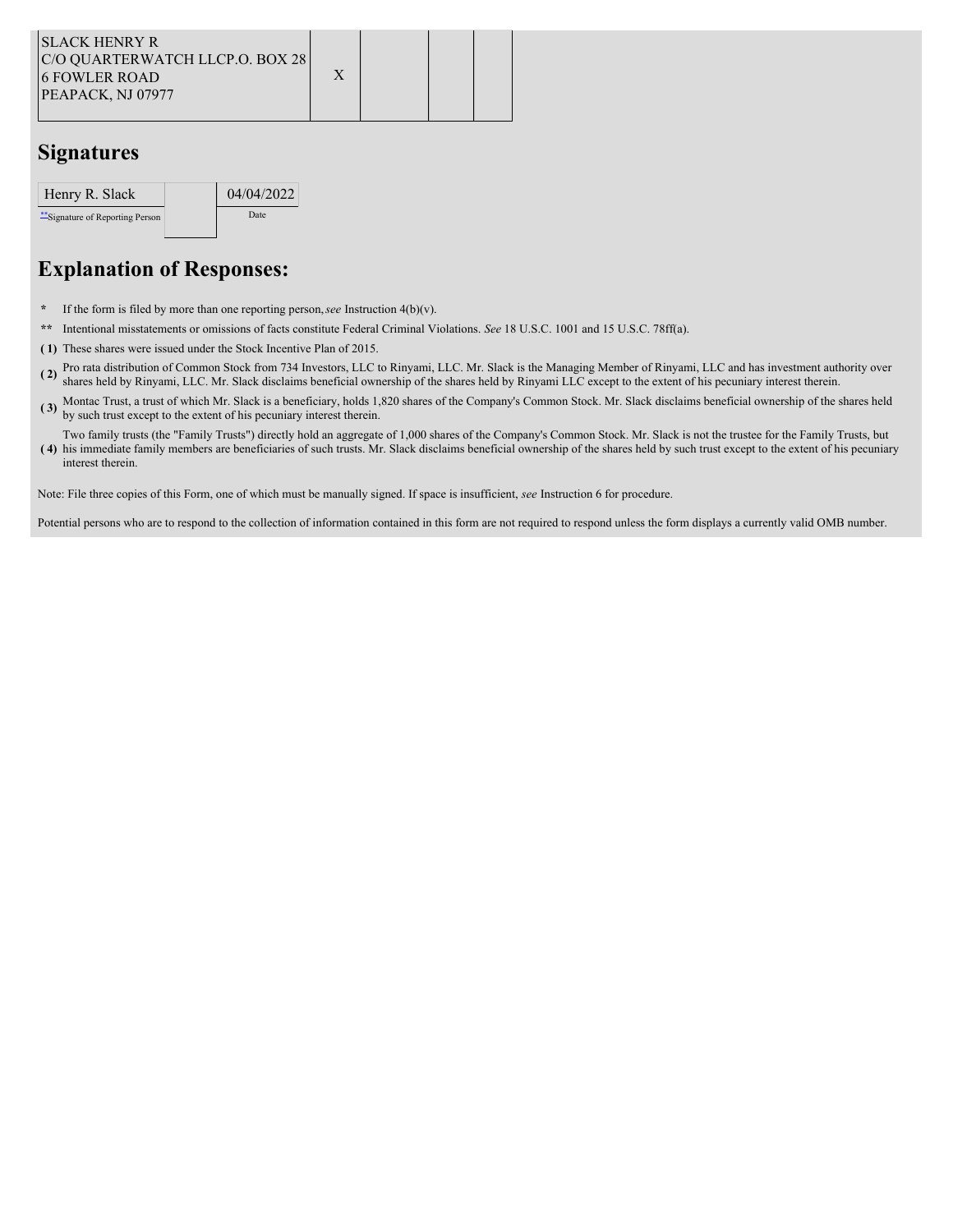| | | | | |
|---|---|---|---|---|
| SLACK HENRY R<br>C/O QUARTERWATCH LLCP.O. BOX 28<br>6 FOWLER ROAD<br>PEAPACK, NJ 07977 | X | | | |

## Signatures

| Henry R. Slack | | 04/04/2022 |
|---|---|---|
| **Signature of Reporting Person | | Date |

## Explanation of Responses:

- \* If the form is filed by more than one reporting person, *see* Instruction 4(b)(v).
- \*\* Intentional misstatements or omissions of facts constitute Federal Criminal Violations. *See* 18 U.S.C. 1001 and 15 U.S.C. 78ff(a).
- ( 1) These shares were issued under the Stock Incentive Plan of 2015.
- ( 2) Pro rata distribution of Common Stock from 734 Investors, LLC to Rinyami, LLC. Mr. Slack is the Managing Member of Rinyami, LLC and has investment authority over shares held by Rinyami, LLC. Mr. Slack disclaims beneficial ownership of the shares held by Rinyami LLC except to the extent of his pecuniary interest therein.
- ( 3) Montac Trust, a trust of which Mr. Slack is a beneficiary, holds 1,820 shares of the Company's Common Stock. Mr. Slack disclaims beneficial ownership of the shares held by such trust except to the extent of his pecuniary interest therein.
- ( 4) Two family trusts (the "Family Trusts") directly hold an aggregate of 1,000 shares of the Company's Common Stock. Mr. Slack is not the trustee for the Family Trusts, but his immediate family members are beneficiaries of such trusts. Mr. Slack disclaims beneficial ownership of the shares held by such trust except to the extent of his pecuniary interest therein.

Note: File three copies of this Form, one of which must be manually signed. If space is insufficient, *see* Instruction 6 for procedure.

Potential persons who are to respond to the collection of information contained in this form are not required to respond unless the form displays a currently valid OMB number.